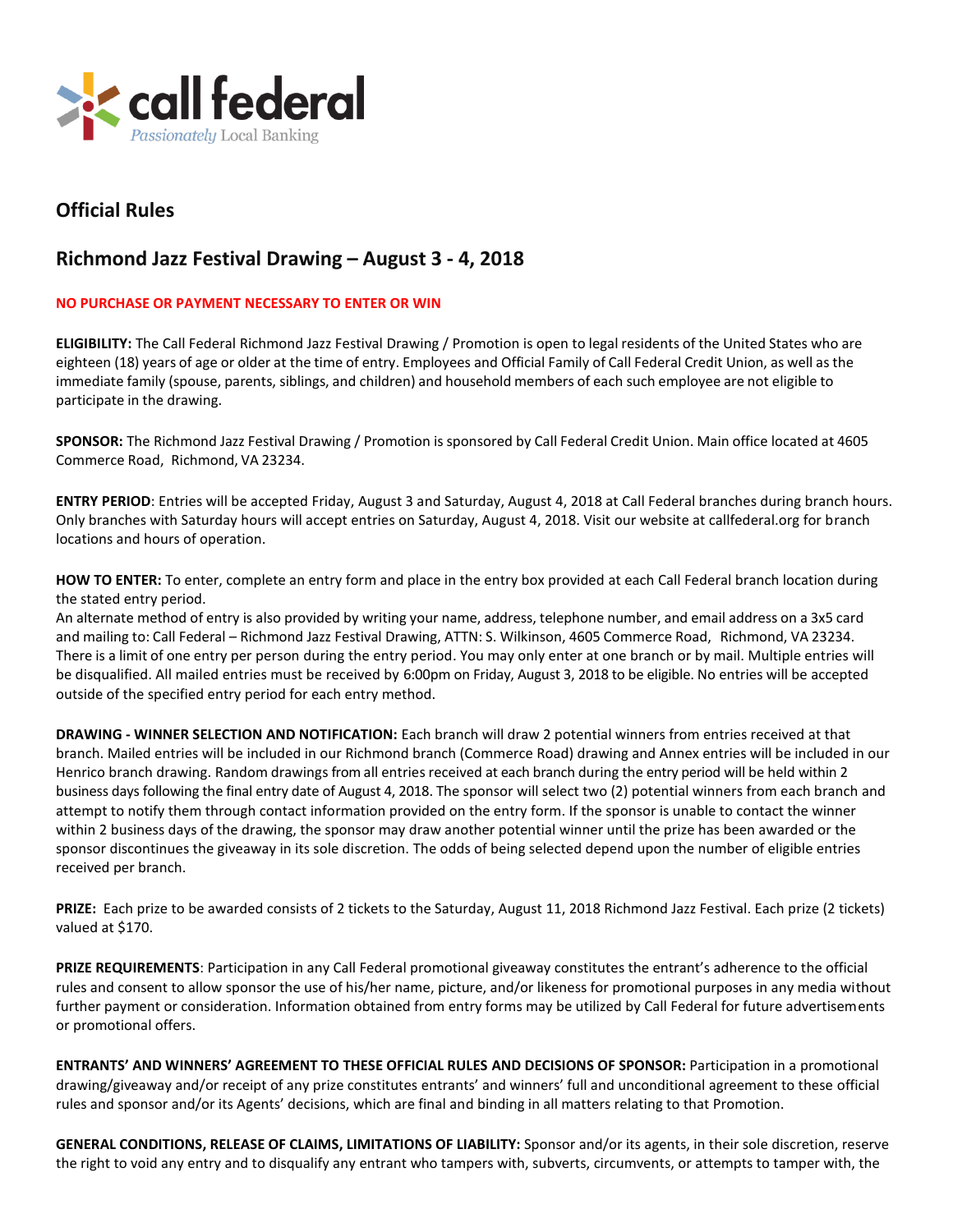call federal

*Passionately* Local Banking

# Official Rules

## Richmond Jazz Festival Drawing – August 3 - 4, 2018

**NO PURCHASE OR PAYMENT NECESSARY TO ENTER OR WIN**

**ELIGIBILITY:** The Call Federal Richmond Jazz Festival Drawing / Promotion is open to legal residents of the United States who are eighteen (18) years of age or older at the time of entry. Employees and Official Family of Call Federal Credit Union, as well as the immediate family (spouse, parents, siblings, and children) and household members of each such employee are not eligible to participate in the drawing.

**SPONSOR:** The Richmond Jazz Festival Drawing / Promotion is sponsored by Call Federal Credit Union. Main office located at 4605 Commerce Road, Richmond, VA 23234.

**ENTRY PERIOD**: Entries will be accepted Friday, August 3 and Saturday, August 4, 2018 at Call Federal branches during branch hours. Only branches with Saturday hours will accept entries on Saturday, August 4, 2018. Visit our website at callfederal.org for branch locations and hours of operation.

**HOW TO ENTER:** To enter, complete an entry form and place in the entry box provided at each Call Federal branch location during the stated entry period.
An alternate method of entry is also provided by writing your name, address, telephone number, and email address on a 3x5 card and mailing to: Call Federal – Richmond Jazz Festival Drawing, ATTN: S. Wilkinson, 4605 Commerce Road, Richmond, VA 23234. There is a limit of one entry per person during the entry period. You may only enter at one branch or by mail. Multiple entries will be disqualified. All mailed entries must be received by 6:00pm on Friday, August 3, 2018 to be eligible. No entries will be accepted outside of the specified entry period for each entry method.

**DRAWING - WINNER SELECTION AND NOTIFICATION:** Each branch will draw 2 potential winners from entries received at that branch. Mailed entries will be included in our Richmond branch (Commerce Road) drawing and Annex entries will be included in our Henrico branch drawing. Random drawings from all entries received at each branch during the entry period will be held within 2 business days following the final entry date of August 4, 2018. The sponsor will select two (2) potential winners from each branch and attempt to notify them through contact information provided on the entry form. If the sponsor is unable to contact the winner within 2 business days of the drawing, the sponsor may draw another potential winner until the prize has been awarded or the sponsor discontinues the giveaway in its sole discretion. The odds of being selected depend upon the number of eligible entries received per branch.

**PRIZE:** Each prize to be awarded consists of 2 tickets to the Saturday, August 11, 2018 Richmond Jazz Festival. Each prize (2 tickets) valued at $170.

**PRIZE REQUIREMENTS**: Participation in any Call Federal promotional giveaway constitutes the entrant's adherence to the official rules and consent to allow sponsor the use of his/her name, picture, and/or likeness for promotional purposes in any media without further payment or consideration. Information obtained from entry forms may be utilized by Call Federal for future advertisements or promotional offers.

**ENTRANTS' AND WINNERS' AGREEMENT TO THESE OFFICIAL RULES AND DECISIONS OF SPONSOR:** Participation in a promotional drawing/giveaway and/or receipt of any prize constitutes entrants' and winners' full and unconditional agreement to these official rules and sponsor and/or its Agents' decisions, which are final and binding in all matters relating to that Promotion.

**GENERAL CONDITIONS, RELEASE OF CLAIMS, LIMITATIONS OF LIABILITY:** Sponsor and/or its agents, in their sole discretion, reserve the right to void any entry and to disqualify any entrant who tampers with, subverts, circumvents, or attempts to tamper with, the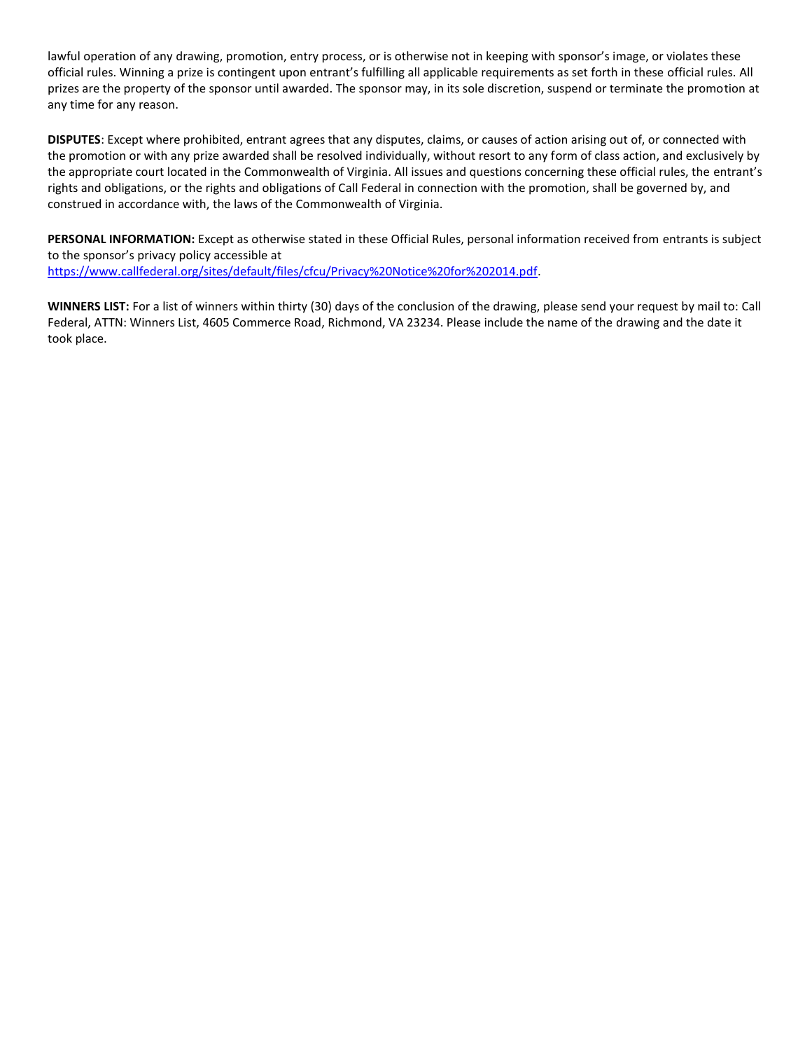lawful operation of any drawing, promotion, entry process, or is otherwise not in keeping with sponsor's image, or violates these official rules. Winning a prize is contingent upon entrant's fulfilling all applicable requirements as set forth in these official rules. All prizes are the property of the sponsor until awarded. The sponsor may, in its sole discretion, suspend or terminate the promotion at any time for any reason.

**DISPUTES**: Except where prohibited, entrant agrees that any disputes, claims, or causes of action arising out of, or connected with the promotion or with any prize awarded shall be resolved individually, without resort to any form of class action, and exclusively by the appropriate court located in the Commonwealth of Virginia. All issues and questions concerning these official rules, the entrant's rights and obligations, or the rights and obligations of Call Federal in connection with the promotion, shall be governed by, and construed in accordance with, the laws of the Commonwealth of Virginia.

**PERSONAL INFORMATION:** Except as otherwise stated in these Official Rules, personal information received from entrants is subject to the sponsor's privacy policy accessible at [https://www.callfederal.org/sites/default/files/cfcu/Privacy%20Notice%20for%202014.pdf](https://www.callfederal.org/sites/default/files/cfcu/Privacy%20Notice%20for%202014.pdf).

**WINNERS LIST:** For a list of winners within thirty (30) days of the conclusion of the drawing, please send your request by mail to: Call Federal, ATTN: Winners List, 4605 Commerce Road, Richmond, VA 23234. Please include the name of the drawing and the date it took place.